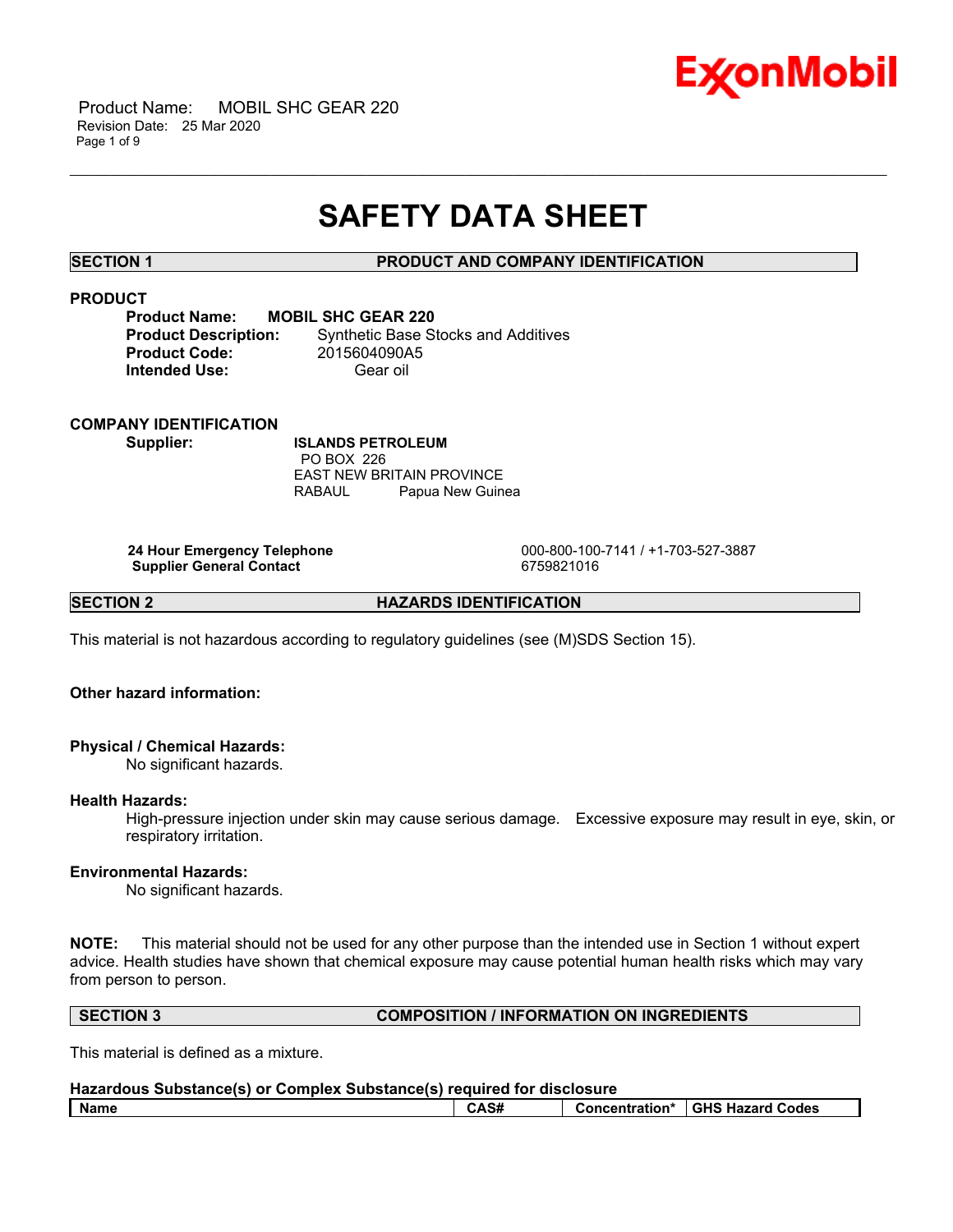# SAFETY DATA SHEET

## SECTION 1 PRODUCT AND COMPANY IDENTIFICATION

### PRODUCT

**Product Name:** **MOBIL SHC GEAR 220**
**Product Description:** Synthetic Base Stocks and Additives
**Product Code:** 2015604090A5
**Intended Use:** Gear oil

### COMPANY IDENTIFICATION

**Supplier:** **ISLANDS PETROLEUM**
PO BOX 226
EAST NEW BRITAIN PROVINCE
RABAUL Papua New Guinea

**24 Hour Emergency Telephone** 000-800-100-7141 / +1-703-527-3887
**Supplier General Contact** 6759821016

## SECTION 2 HAZARDS IDENTIFICATION

This material is not hazardous according to regulatory guidelines (see (M)SDS Section 15).

**Other hazard information:**

**Physical / Chemical Hazards:**
No significant hazards.

**Health Hazards:**
High-pressure injection under skin may cause serious damage. Excessive exposure may result in eye, skin, or respiratory irritation.

**Environmental Hazards:**
No significant hazards.

**NOTE:** This material should not be used for any other purpose than the intended use in Section 1 without expert advice. Health studies have shown that chemical exposure may cause potential human health risks which may vary from person to person.

## SECTION 3 COMPOSITION / INFORMATION ON INGREDIENTS

This material is defined as a mixture.

**Hazardous Substance(s) or Complex Substance(s) required for disclosure**

| Name | CAS# | Concentration* | GHS Hazard Codes |
|---|---|---|---|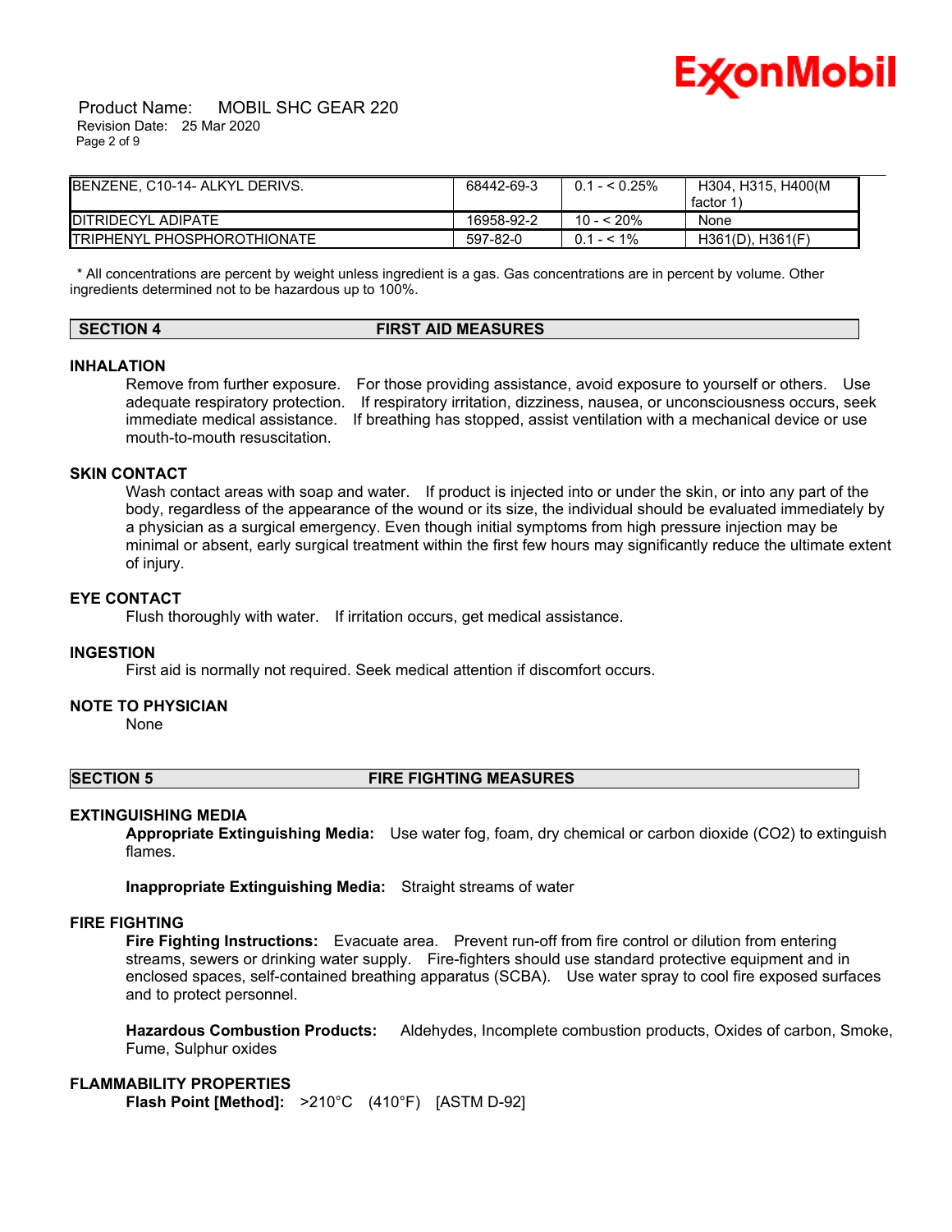| | | | |
|---|---|---|---|
| BENZENE, C10-14- ALKYL DERIVS. | 68442-69-3 | 0.1 - < 0.25% | H304, H315, H400(M factor 1) |
| DITRIDECYL ADIPATE | 16958-92-2 | 10 - < 20% | None |
| TRIPHENYL PHOSPHOROTHIONATE | 597-82-0 | 0.1 - < 1% | H361(D), H361(F) |

* All concentrations are percent by weight unless ingredient is a gas. Gas concentrations are in percent by volume. Other ingredients determined not to be hazardous up to 100%.

## SECTION 4 FIRST AID MEASURES

### INHALATION

Remove from further exposure. For those providing assistance, avoid exposure to yourself or others. Use adequate respiratory protection. If respiratory irritation, dizziness, nausea, or unconsciousness occurs, seek immediate medical assistance. If breathing has stopped, assist ventilation with a mechanical device or use mouth-to-mouth resuscitation.

### SKIN CONTACT

Wash contact areas with soap and water. If product is injected into or under the skin, or into any part of the body, regardless of the appearance of the wound or its size, the individual should be evaluated immediately by a physician as a surgical emergency. Even though initial symptoms from high pressure injection may be minimal or absent, early surgical treatment within the first few hours may significantly reduce the ultimate extent of injury.

### EYE CONTACT

Flush thoroughly with water. If irritation occurs, get medical assistance.

### INGESTION

First aid is normally not required. Seek medical attention if discomfort occurs.

### NOTE TO PHYSICIAN

None

## SECTION 5 FIRE FIGHTING MEASURES

### EXTINGUISHING MEDIA

**Appropriate Extinguishing Media:** Use water fog, foam, dry chemical or carbon dioxide ($CO_2$) to extinguish flames.

**Inappropriate Extinguishing Media:** Straight streams of water

### FIRE FIGHTING

**Fire Fighting Instructions:** Evacuate area. Prevent run-off from fire control or dilution from entering streams, sewers or drinking water supply. Fire-fighters should use standard protective equipment and in enclosed spaces, self-contained breathing apparatus (SCBA). Use water spray to cool fire exposed surfaces and to protect personnel.

**Hazardous Combustion Products:** Aldehydes, Incomplete combustion products, Oxides of carbon, Smoke, Fume, Sulphur oxides

### FLAMMABILITY PROPERTIES

**Flash Point [Method]:** >210°C (410°F) [ASTM D-92]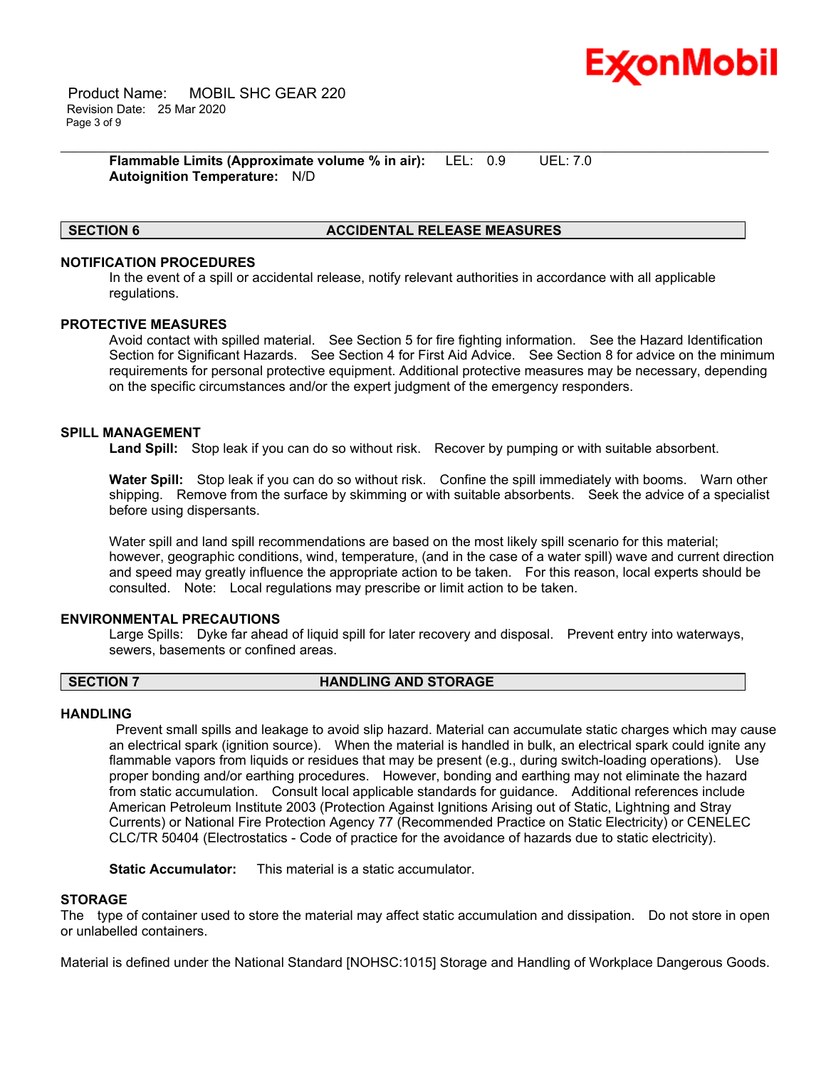**Flammable Limits (Approximate volume % in air):** LEL: 0.9 UEL: 7.0
**Autoignition Temperature:** N/D

## SECTION 6 ACCIDENTAL RELEASE MEASURES

### NOTIFICATION PROCEDURES

In the event of a spill or accidental release, notify relevant authorities in accordance with all applicable regulations.

### PROTECTIVE MEASURES

Avoid contact with spilled material. See Section 5 for fire fighting information. See the Hazard Identification Section for Significant Hazards. See Section 4 for First Aid Advice. See Section 8 for advice on the minimum requirements for personal protective equipment. Additional protective measures may be necessary, depending on the specific circumstances and/or the expert judgment of the emergency responders.

### SPILL MANAGEMENT

**Land Spill:** Stop leak if you can do so without risk. Recover by pumping or with suitable absorbent.

**Water Spill:** Stop leak if you can do so without risk. Confine the spill immediately with booms. Warn other shipping. Remove from the surface by skimming or with suitable absorbents. Seek the advice of a specialist before using dispersants.

Water spill and land spill recommendations are based on the most likely spill scenario for this material; however, geographic conditions, wind, temperature, (and in the case of a water spill) wave and current direction and speed may greatly influence the appropriate action to be taken. For this reason, local experts should be consulted. Note: Local regulations may prescribe or limit action to be taken.

### ENVIRONMENTAL PRECAUTIONS

Large Spills: Dyke far ahead of liquid spill for later recovery and disposal. Prevent entry into waterways, sewers, basements or confined areas.

## SECTION 7 HANDLING AND STORAGE

### HANDLING

Prevent small spills and leakage to avoid slip hazard. Material can accumulate static charges which may cause an electrical spark (ignition source). When the material is handled in bulk, an electrical spark could ignite any flammable vapors from liquids or residues that may be present (e.g., during switch-loading operations). Use proper bonding and/or earthing procedures. However, bonding and earthing may not eliminate the hazard from static accumulation. Consult local applicable standards for guidance. Additional references include American Petroleum Institute 2003 (Protection Against Ignitions Arising out of Static, Lightning and Stray Currents) or National Fire Protection Agency 77 (Recommended Practice on Static Electricity) or CENELEC CLC/TR 50404 (Electrostatics - Code of practice for the avoidance of hazards due to static electricity).

**Static Accumulator:** This material is a static accumulator.

### STORAGE

The type of container used to store the material may affect static accumulation and dissipation. Do not store in open or unlabelled containers.

Material is defined under the National Standard [NOHSC:1015] Storage and Handling of Workplace Dangerous Goods.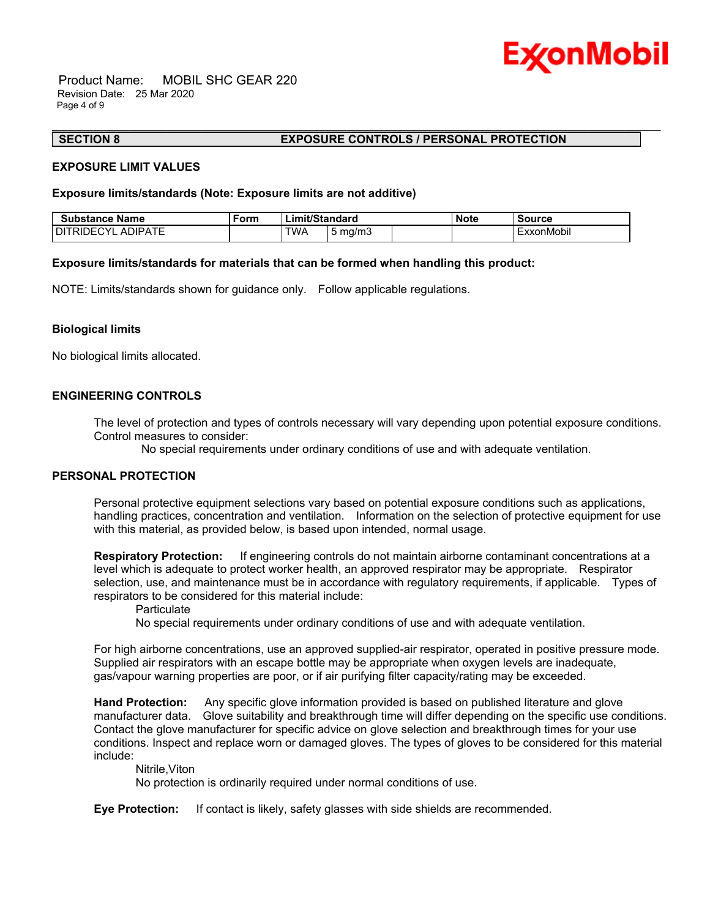## SECTION 8 EXPOSURE CONTROLS / PERSONAL PROTECTION

### EXPOSURE LIMIT VALUES

**Exposure limits/standards (Note: Exposure limits are not additive)**

| Substance Name | Form | Limit/Standard | | | Note | Source |
|---|---|---|---|---|---|---|
| DITRIDECYL ADIPATE | | TWA | 5 mg/m3 | | | ExxonMobil |

**Exposure limits/standards for materials that can be formed when handling this product:**

NOTE: Limits/standards shown for guidance only. Follow applicable regulations.

**Biological limits**

No biological limits allocated.

### ENGINEERING CONTROLS

The level of protection and types of controls necessary will vary depending upon potential exposure conditions. Control measures to consider:

No special requirements under ordinary conditions of use and with adequate ventilation.

### PERSONAL PROTECTION

Personal protective equipment selections vary based on potential exposure conditions such as applications, handling practices, concentration and ventilation. Information on the selection of protective equipment for use with this material, as provided below, is based upon intended, normal usage.

**Respiratory Protection:** If engineering controls do not maintain airborne contaminant concentrations at a level which is adequate to protect worker health, an approved respirator may be appropriate. Respirator selection, use, and maintenance must be in accordance with regulatory requirements, if applicable. Types of respirators to be considered for this material include:

Particulate
No special requirements under ordinary conditions of use and with adequate ventilation.

For high airborne concentrations, use an approved supplied-air respirator, operated in positive pressure mode. Supplied air respirators with an escape bottle may be appropriate when oxygen levels are inadequate, gas/vapour warning properties are poor, or if air purifying filter capacity/rating may be exceeded.

**Hand Protection:** Any specific glove information provided is based on published literature and glove manufacturer data. Glove suitability and breakthrough time will differ depending on the specific use conditions. Contact the glove manufacturer for specific advice on glove selection and breakthrough times for your use conditions. Inspect and replace worn or damaged gloves. The types of gloves to be considered for this material include:

Nitrile,Viton
No protection is ordinarily required under normal conditions of use.

**Eye Protection:** If contact is likely, safety glasses with side shields are recommended.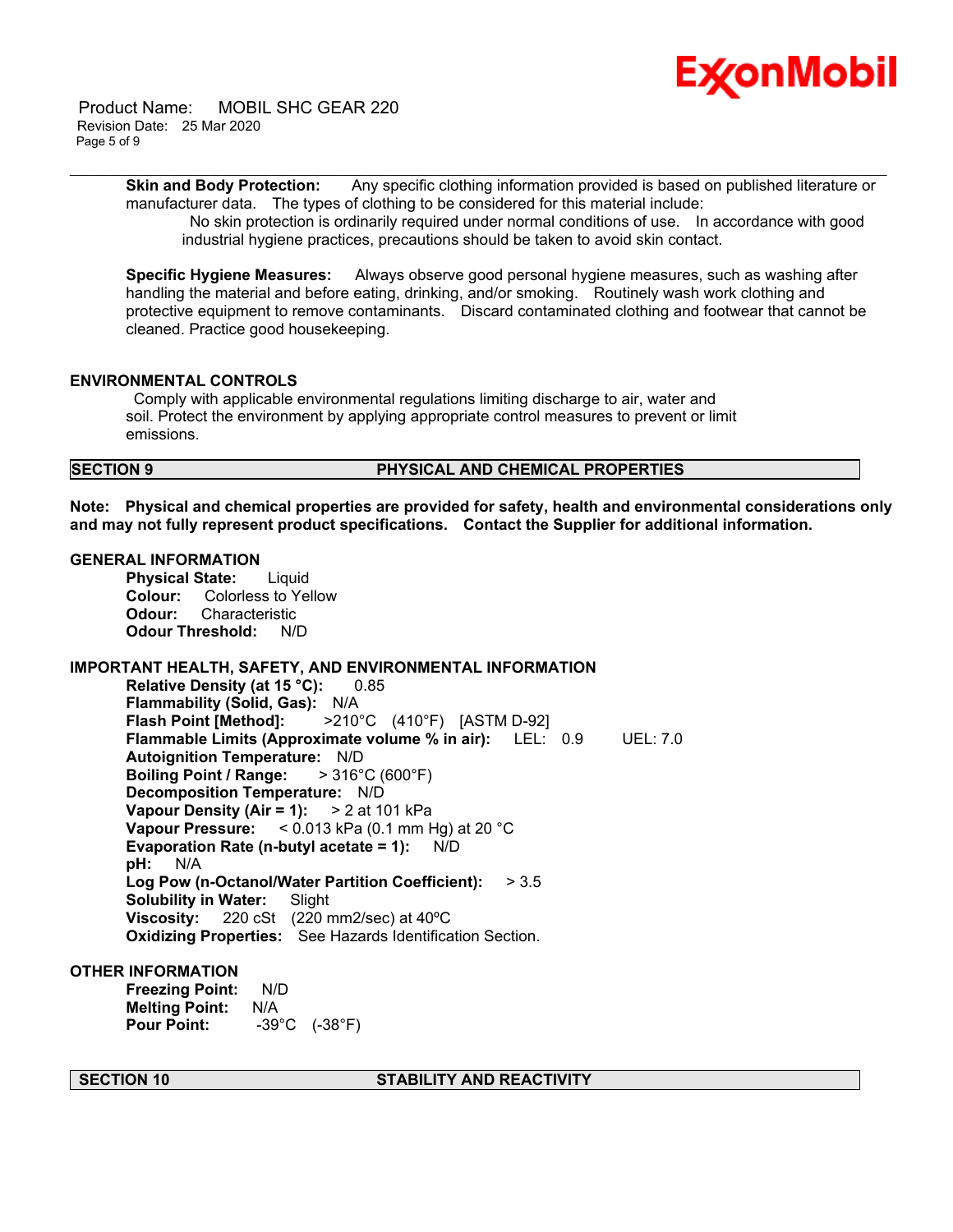**Skin and Body Protection:** Any specific clothing information provided is based on published literature or manufacturer data. The types of clothing to be considered for this material include:

No skin protection is ordinarily required under normal conditions of use. In accordance with good industrial hygiene practices, precautions should be taken to avoid skin contact.

**Specific Hygiene Measures:** Always observe good personal hygiene measures, such as washing after handling the material and before eating, drinking, and/or smoking. Routinely wash work clothing and protective equipment to remove contaminants. Discard contaminated clothing and footwear that cannot be cleaned. Practice good housekeeping.

### ENVIRONMENTAL CONTROLS

Comply with applicable environmental regulations limiting discharge to air, water and soil. Protect the environment by applying appropriate control measures to prevent or limit emissions.

## SECTION 9 PHYSICAL AND CHEMICAL PROPERTIES

**Note: Physical and chemical properties are provided for safety, health and environmental considerations only and may not fully represent product specifications. Contact the Supplier for additional information.**

### GENERAL INFORMATION

**Physical State:** Liquid
**Colour:** Colorless to Yellow
**Odour:** Characteristic
**Odour Threshold:** N/D

### IMPORTANT HEALTH, SAFETY, AND ENVIRONMENTAL INFORMATION

**Relative Density (at 15 °C):** 0.85
**Flammability (Solid, Gas):** N/A
**Flash Point [Method]:** >210°C (410°F) [ASTM D-92]
**Flammable Limits (Approximate volume % in air):** LEL: 0.9 UEL: 7.0
**Autoignition Temperature:** N/D
**Boiling Point / Range:** > 316°C (600°F)
**Decomposition Temperature:** N/D
**Vapour Density (Air = 1):** > 2 at 101 kPa
**Vapour Pressure:** < 0.013 kPa (0.1 mm Hg) at 20 °C
**Evaporation Rate (n-butyl acetate = 1):** N/D
**pH:** N/A
**Log Pow (n-Octanol/Water Partition Coefficient):** > 3.5
**Solubility in Water:** Slight
**Viscosity:** 220 cSt (220 mm2/sec) at 40ºC
**Oxidizing Properties:** See Hazards Identification Section.

### OTHER INFORMATION

**Freezing Point:** N/D
**Melting Point:** N/A
**Pour Point:** -39°C (-38°F)

## SECTION 10 STABILITY AND REACTIVITY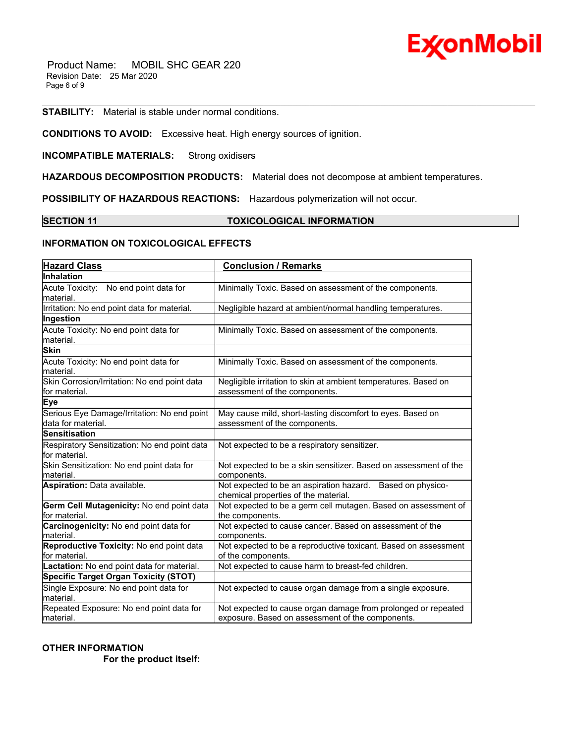**STABILITY:** Material is stable under normal conditions.

**CONDITIONS TO AVOID:** Excessive heat. High energy sources of ignition.

**INCOMPATIBLE MATERIALS:** Strong oxidisers

**HAZARDOUS DECOMPOSITION PRODUCTS:** Material does not decompose at ambient temperatures.

**POSSIBILITY OF HAZARDOUS REACTIONS:** Hazardous polymerization will not occur.

## SECTION 11 TOXICOLOGICAL INFORMATION

### INFORMATION ON TOXICOLOGICAL EFFECTS

| Hazard Class | Conclusion / Remarks |
|---|---|
| **Inhalation** | |
| Acute Toxicity: No end point data for material. | Minimally Toxic. Based on assessment of the components. |
| Irritation: No end point data for material. | Negligible hazard at ambient/normal handling temperatures. |
| **Ingestion** | |
| Acute Toxicity: No end point data for material. | Minimally Toxic. Based on assessment of the components. |
| **Skin** | |
| Acute Toxicity: No end point data for material. | Minimally Toxic. Based on assessment of the components. |
| Skin Corrosion/Irritation: No end point data for material. | Negligible irritation to skin at ambient temperatures. Based on assessment of the components. |
| **Eye** | |
| Serious Eye Damage/Irritation: No end point data for material. | May cause mild, short-lasting discomfort to eyes. Based on assessment of the components. |
| **Sensitisation** | |
| Respiratory Sensitization: No end point data for material. | Not expected to be a respiratory sensitizer. |
| Skin Sensitization: No end point data for material. | Not expected to be a skin sensitizer. Based on assessment of the components. |
| **Aspiration:** Data available. | Not expected to be an aspiration hazard. Based on physico-chemical properties of the material. |
| **Germ Cell Mutagenicity:** No end point data for material. | Not expected to be a germ cell mutagen. Based on assessment of the components. |
| **Carcinogenicity:** No end point data for material. | Not expected to cause cancer. Based on assessment of the components. |
| **Reproductive Toxicity:** No end point data for material. | Not expected to be a reproductive toxicant. Based on assessment of the components. |
| **Lactation:** No end point data for material. | Not expected to cause harm to breast-fed children. |
| **Specific Target Organ Toxicity (STOT)** | |
| Single Exposure: No end point data for material. | Not expected to cause organ damage from a single exposure. |
| Repeated Exposure: No end point data for material. | Not expected to cause organ damage from prolonged or repeated exposure. Based on assessment of the components. |

### OTHER INFORMATION

**For the product itself:**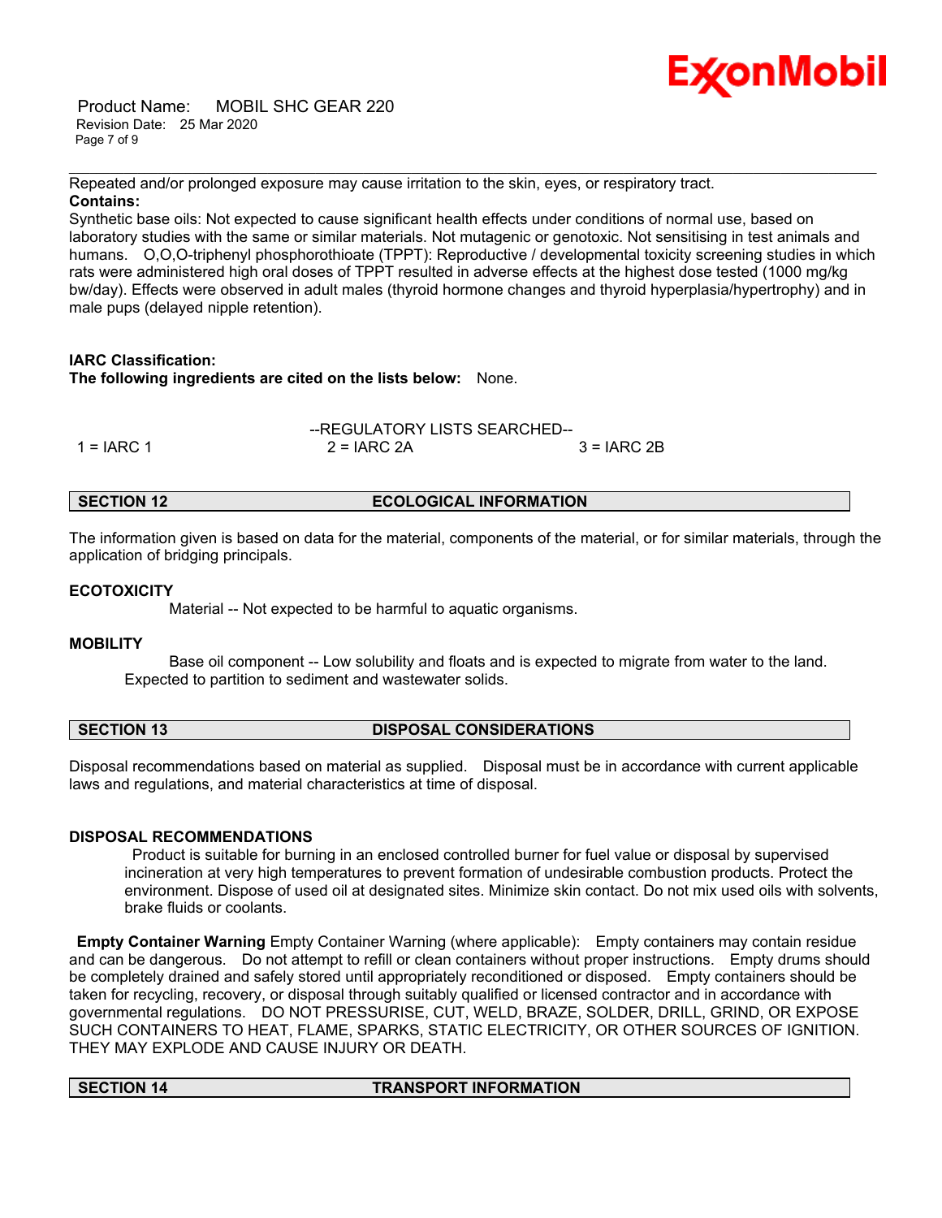Repeated and/or prolonged exposure may cause irritation to the skin, eyes, or respiratory tract.

**Contains:**

Synthetic base oils: Not expected to cause significant health effects under conditions of normal use, based on laboratory studies with the same or similar materials. Not mutagenic or genotoxic. Not sensitising in test animals and humans. O,O,O-triphenyl phosphorothioate (TPPT): Reproductive / developmental toxicity screening studies in which rats were administered high oral doses of TPPT resulted in adverse effects at the highest dose tested (1000 mg/kg bw/day). Effects were observed in adult males (thyroid hormone changes and thyroid hyperplasia/hypertrophy) and in male pups (delayed nipple retention).

**IARC Classification:**

**The following ingredients are cited on the lists below:** None.

--REGULATORY LISTS SEARCHED--

| 1 = IARC 1 | 2 = IARC 2A | 3 = IARC 2B |
|---|---|---|

## SECTION 12 ECOLOGICAL INFORMATION

The information given is based on data for the material, components of the material, or for similar materials, through the application of bridging principals.

### ECOTOXICITY

Material -- Not expected to be harmful to aquatic organisms.

### MOBILITY

Base oil component -- Low solubility and floats and is expected to migrate from water to the land. Expected to partition to sediment and wastewater solids.

## SECTION 13 DISPOSAL CONSIDERATIONS

Disposal recommendations based on material as supplied. Disposal must be in accordance with current applicable laws and regulations, and material characteristics at time of disposal.

### DISPOSAL RECOMMENDATIONS

Product is suitable for burning in an enclosed controlled burner for fuel value or disposal by supervised incineration at very high temperatures to prevent formation of undesirable combustion products. Protect the environment. Dispose of used oil at designated sites. Minimize skin contact. Do not mix used oils with solvents, brake fluids or coolants.

**Empty Container Warning** Empty Container Warning (where applicable): Empty containers may contain residue and can be dangerous. Do not attempt to refill or clean containers without proper instructions. Empty drums should be completely drained and safely stored until appropriately reconditioned or disposed. Empty containers should be taken for recycling, recovery, or disposal through suitably qualified or licensed contractor and in accordance with governmental regulations. DO NOT PRESSURISE, CUT, WELD, BRAZE, SOLDER, DRILL, GRIND, OR EXPOSE SUCH CONTAINERS TO HEAT, FLAME, SPARKS, STATIC ELECTRICITY, OR OTHER SOURCES OF IGNITION. THEY MAY EXPLODE AND CAUSE INJURY OR DEATH.

## SECTION 14 TRANSPORT INFORMATION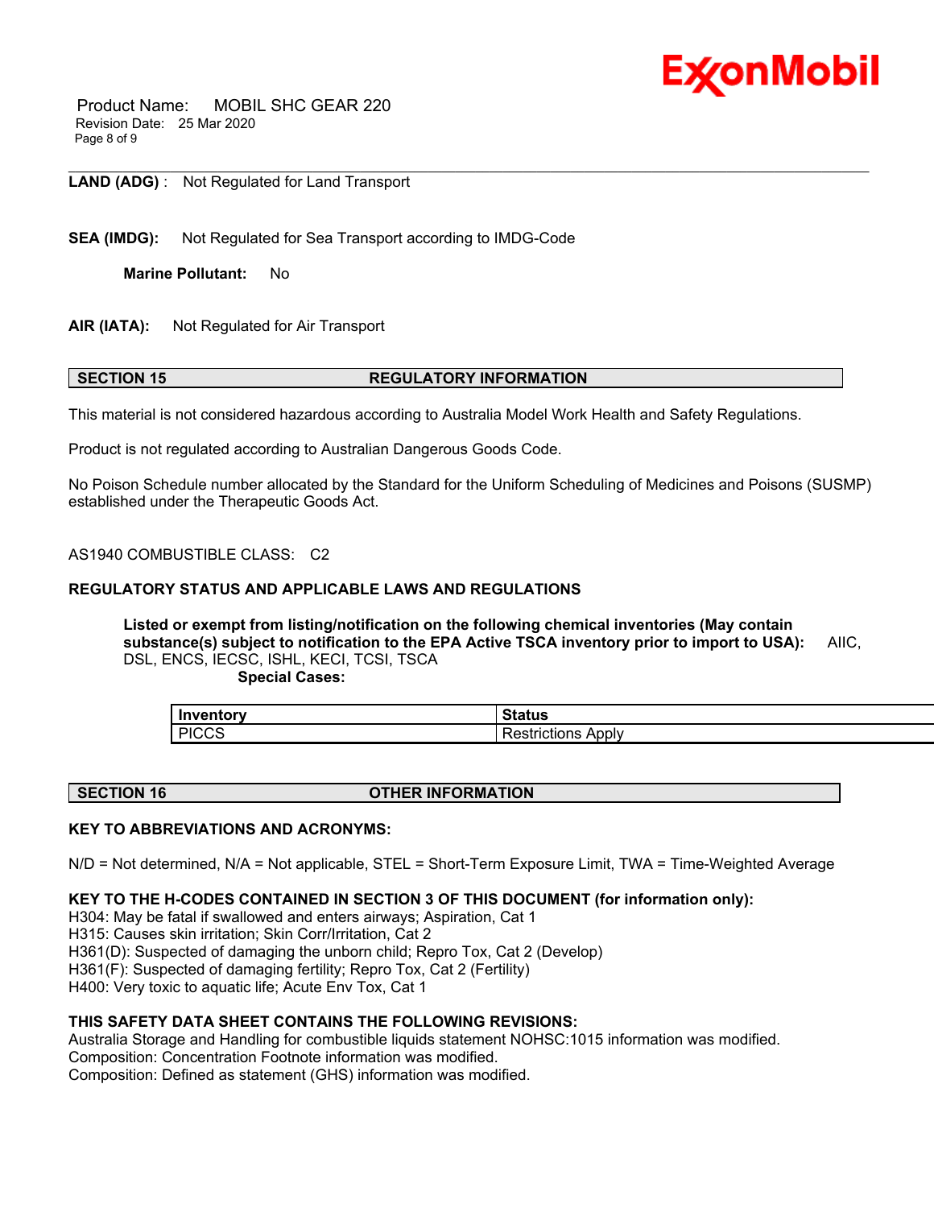**LAND (ADG)** : Not Regulated for Land Transport

**SEA (IMDG):** Not Regulated for Sea Transport according to IMDG-Code

**Marine Pollutant:** No

**AIR (IATA):** Not Regulated for Air Transport

## SECTION 15 REGULATORY INFORMATION

This material is not considered hazardous according to Australia Model Work Health and Safety Regulations.

Product is not regulated according to Australian Dangerous Goods Code.

No Poison Schedule number allocated by the Standard for the Uniform Scheduling of Medicines and Poisons (SUSMP) established under the Therapeutic Goods Act.

AS1940 COMBUSTIBLE CLASS: C2

### REGULATORY STATUS AND APPLICABLE LAWS AND REGULATIONS

**Listed or exempt from listing/notification on the following chemical inventories (May contain substance(s) subject to notification to the EPA Active TSCA inventory prior to import to USA):** AIIC, DSL, ENCS, IECSC, ISHL, KECI, TCSI, TSCA

**Special Cases:**

| Inventory | Status |
|---|---|
| PICCS | Restrictions Apply |

## SECTION 16 OTHER INFORMATION

### KEY TO ABBREVIATIONS AND ACRONYMS:

N/D = Not determined, N/A = Not applicable, STEL = Short-Term Exposure Limit, TWA = Time-Weighted Average

### KEY TO THE H-CODES CONTAINED IN SECTION 3 OF THIS DOCUMENT (for information only):

H304: May be fatal if swallowed and enters airways; Aspiration, Cat 1
H315: Causes skin irritation; Skin Corr/Irritation, Cat 2
H361(D): Suspected of damaging the unborn child; Repro Tox, Cat 2 (Develop)
H361(F): Suspected of damaging fertility; Repro Tox, Cat 2 (Fertility)
H400: Very toxic to aquatic life; Acute Env Tox, Cat 1

### THIS SAFETY DATA SHEET CONTAINS THE FOLLOWING REVISIONS:

Australia Storage and Handling for combustible liquids statement NOHSC:1015 information was modified.
Composition: Concentration Footnote information was modified.
Composition: Defined as statement (GHS) information was modified.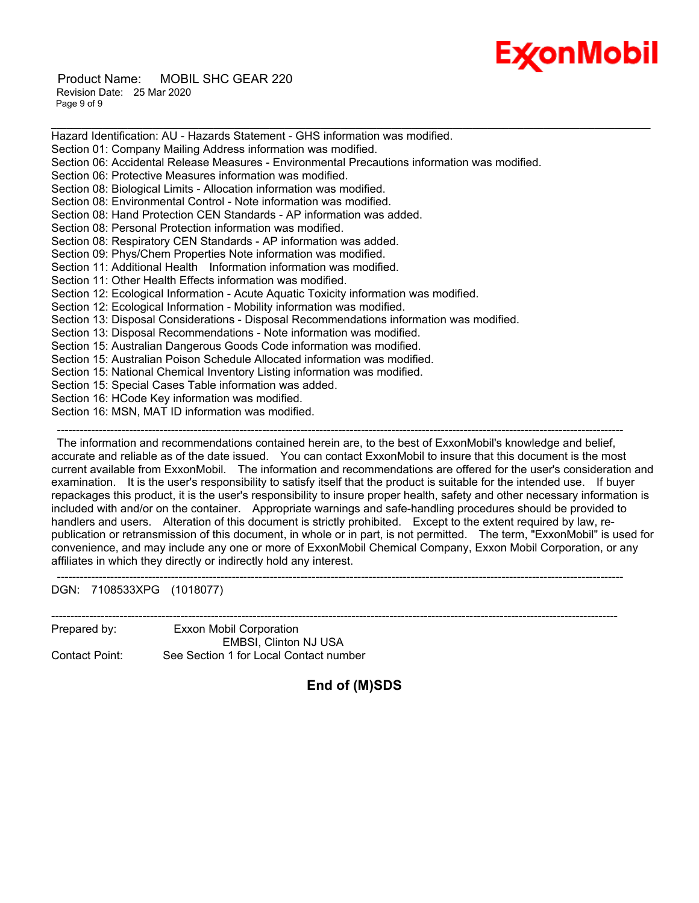Hazard Identification: AU - Hazards Statement - GHS information was modified.
Section 01: Company Mailing Address information was modified.
Section 06: Accidental Release Measures - Environmental Precautions information was modified.
Section 06: Protective Measures information was modified.
Section 08: Biological Limits - Allocation information was modified.
Section 08: Environmental Control - Note information was modified.
Section 08: Hand Protection CEN Standards - AP information was added.
Section 08: Personal Protection information was modified.
Section 08: Respiratory CEN Standards - AP information was added.
Section 09: Phys/Chem Properties Note information was modified.
Section 11: Additional Health Information information was modified.
Section 11: Other Health Effects information was modified.
Section 12: Ecological Information - Acute Aquatic Toxicity information was modified.
Section 12: Ecological Information - Mobility information was modified.
Section 13: Disposal Considerations - Disposal Recommendations information was modified.
Section 13: Disposal Recommendations - Note information was modified.
Section 15: Australian Dangerous Goods Code information was modified.
Section 15: Australian Poison Schedule Allocated information was modified.
Section 15: National Chemical Inventory Listing information was modified.
Section 15: Special Cases Table information was added.
Section 16: HCode Key information was modified.
Section 16: MSN, MAT ID information was modified.

---

The information and recommendations contained herein are, to the best of ExxonMobil's knowledge and belief, accurate and reliable as of the date issued. You can contact ExxonMobil to insure that this document is the most current available from ExxonMobil. The information and recommendations are offered for the user's consideration and examination. It is the user's responsibility to satisfy itself that the product is suitable for the intended use. If buyer repackages this product, it is the user's responsibility to insure proper health, safety and other necessary information is included with and/or on the container. Appropriate warnings and safe-handling procedures should be provided to handlers and users. Alteration of this document is strictly prohibited. Except to the extent required by law, re-publication or retransmission of this document, in whole or in part, is not permitted. The term, "ExxonMobil" is used for convenience, and may include any one or more of ExxonMobil Chemical Company, Exxon Mobil Corporation, or any affiliates in which they directly or indirectly hold any interest.

---

DGN: 7108533XPG (1018077)

---

Prepared by: Exxon Mobil Corporation
EMBSI, Clinton NJ USA
Contact Point: See Section 1 for Local Contact number

**End of (M)SDS**